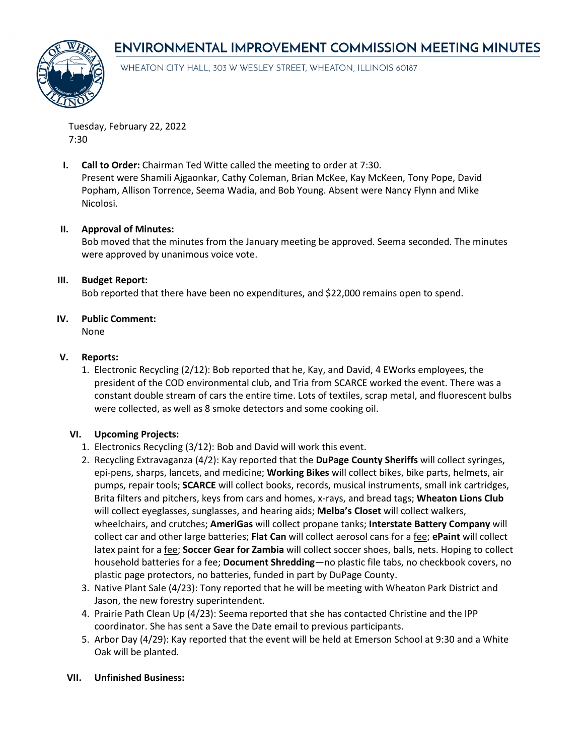# ENVIRONMENTAL IMPROVEMENT COMMISSION MEETING MINUTES

WHEATON CITY HALL, 303 W WESLEY STREET, WHEATON, ILLINOIS 60187

Tuesday, February 22, 2022
7:30

**I. Call to Order:** Chairman Ted Witte called the meeting to order at 7:30.
Present were Shamili Ajgaonkar, Cathy Coleman, Brian McKee, Kay McKeen, Tony Pope, David Popham, Allison Torrence, Seema Wadia, and Bob Young. Absent were Nancy Flynn and Mike Nicolosi.

**II. Approval of Minutes:**
Bob moved that the minutes from the January meeting be approved. Seema seconded. The minutes were approved by unanimous voice vote.

**III. Budget Report:**
Bob reported that there have been no expenditures, and $22,000 remains open to spend.

**IV. Public Comment:**
None

**V. Reports:**

1. Electronic Recycling (2/12): Bob reported that he, Kay, and David, 4 EWorks employees, the president of the COD environmental club, and Tria from SCARCE worked the event. There was a constant double stream of cars the entire time. Lots of textiles, scrap metal, and fluorescent bulbs were collected, as well as 8 smoke detectors and some cooking oil.

**VI. Upcoming Projects:**

1. Electronics Recycling (3/12): Bob and David will work this event.
2. Recycling Extravaganza (4/2): Kay reported that the **DuPage County Sheriffs** will collect syringes, epi-pens, sharps, lancets, and medicine; **Working Bikes** will collect bikes, bike parts, helmets, air pumps, repair tools; **SCARCE** will collect books, records, musical instruments, small ink cartridges, Brita filters and pitchers, keys from cars and homes, x-rays, and bread tags; **Wheaton Lions Club** will collect eyeglasses, sunglasses, and hearing aids; **Melba's Closet** will collect walkers, wheelchairs, and crutches; **AmeriGas** will collect propane tanks; **Interstate Battery Company** will collect car and other large batteries; **Flat Can** will collect aerosol cans for a <u>fee</u>; **ePaint** will collect latex paint for a <u>fee</u>; **Soccer Gear for Zambia** will collect soccer shoes, balls, nets. Hoping to collect household batteries for a fee; **Document Shredding**—no plastic file tabs, no checkbook covers, no plastic page protectors, no batteries, funded in part by DuPage County.
3. Native Plant Sale (4/23): Tony reported that he will be meeting with Wheaton Park District and Jason, the new forestry superintendent.
4. Prairie Path Clean Up (4/23): Seema reported that she has contacted Christine and the IPP coordinator. She has sent a Save the Date email to previous participants.
5. Arbor Day (4/29): Kay reported that the event will be held at Emerson School at 9:30 and a White Oak will be planted.

**VII. Unfinished Business:**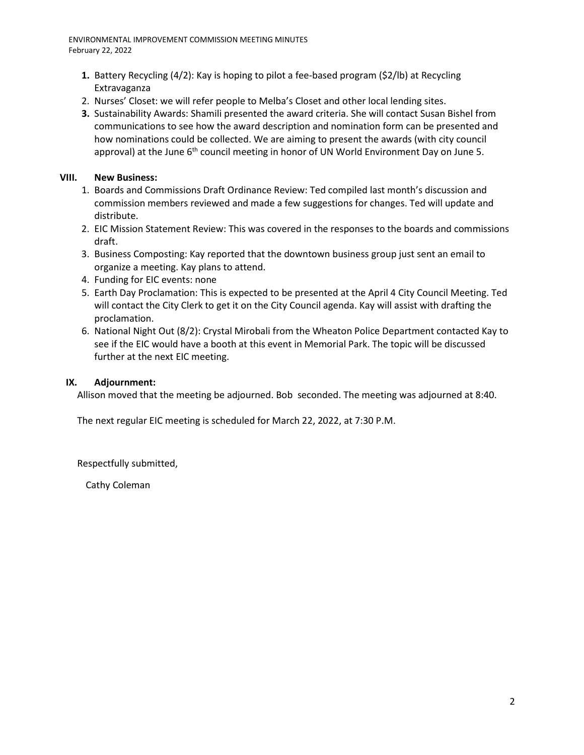1. Battery Recycling (4/2): Kay is hoping to pilot a fee-based program ($2/lb) at Recycling Extravaganza
2. Nurses' Closet: we will refer people to Melba's Closet and other local lending sites.
3. Sustainability Awards: Shamili presented the award criteria. She will contact Susan Bishel from communications to see how the award description and nomination form can be presented and how nominations could be collected. We are aiming to present the awards (with city council approval) at the June 6th council meeting in honor of UN World Environment Day on June 5.

**VIII. New Business:**

1. Boards and Commissions Draft Ordinance Review: Ted compiled last month's discussion and commission members reviewed and made a few suggestions for changes. Ted will update and distribute.
2. EIC Mission Statement Review: This was covered in the responses to the boards and commissions draft.
3. Business Composting: Kay reported that the downtown business group just sent an email to organize a meeting. Kay plans to attend.
4. Funding for EIC events: none
5. Earth Day Proclamation: This is expected to be presented at the April 4 City Council Meeting. Ted will contact the City Clerk to get it on the City Council agenda. Kay will assist with drafting the proclamation.
6. National Night Out (8/2): Crystal Mirobali from the Wheaton Police Department contacted Kay to see if the EIC would have a booth at this event in Memorial Park. The topic will be discussed further at the next EIC meeting.

**IX. Adjournment:**

Allison moved that the meeting be adjourned. Bob seconded. The meeting was adjourned at 8:40.

The next regular EIC meeting is scheduled for March 22, 2022, at 7:30 P.M.

Respectfully submitted,

Cathy Coleman